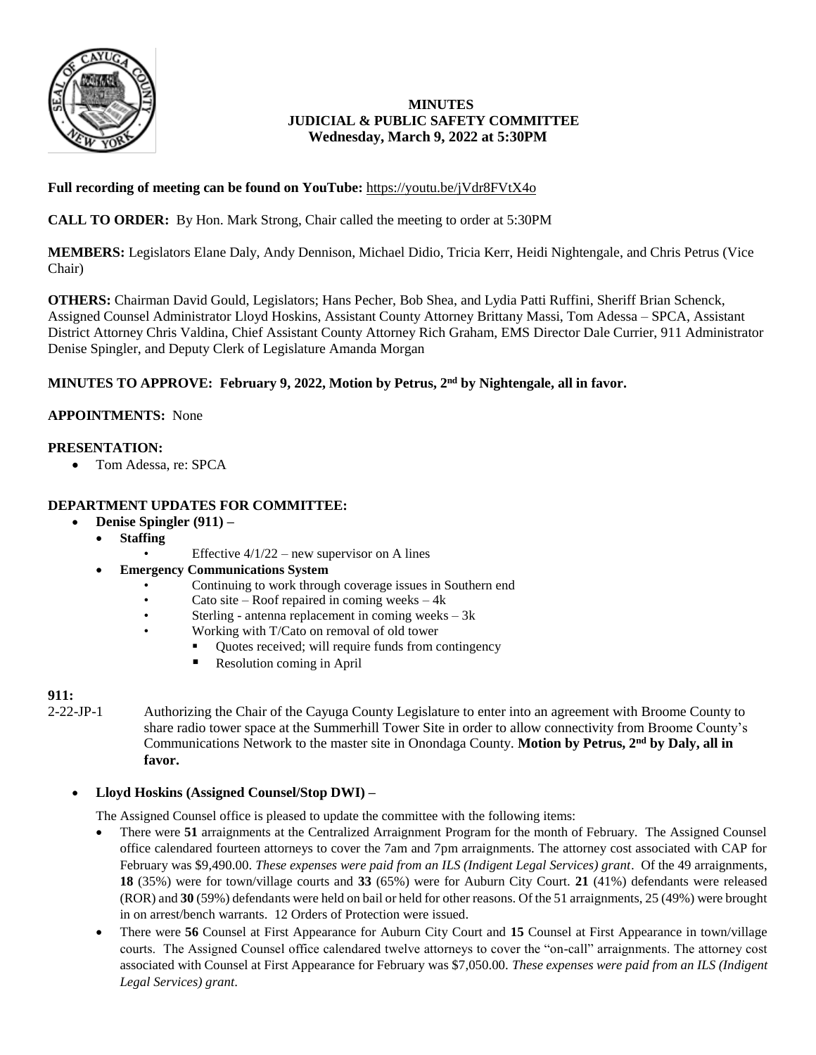# MINUTES
## JUDICIAL & PUBLIC SAFETY COMMITTEE
### Wednesday, March 9, 2022 at 5:30PM

**Full recording of meeting can be found on YouTube:** https://youtu.be/jVdr8FVtX4o

**CALL TO ORDER:** By Hon. Mark Strong, Chair called the meeting to order at 5:30PM

**MEMBERS:** Legislators Elane Daly, Andy Dennison, Michael Didio, Tricia Kerr, Heidi Nightengale, and Chris Petrus (Vice Chair)

**OTHERS:** Chairman David Gould, Legislators; Hans Pecher, Bob Shea, and Lydia Patti Ruffini, Sheriff Brian Schenck, Assigned Counsel Administrator Lloyd Hoskins, Assistant County Attorney Brittany Massi, Tom Adessa – SPCA, Assistant District Attorney Chris Valdina, Chief Assistant County Attorney Rich Graham, EMS Director Dale Currier, 911 Administrator Denise Spingler, and Deputy Clerk of Legislature Amanda Morgan

**MINUTES TO APPROVE: February 9, 2022, Motion by Petrus, 2nd by Nightengale, all in favor.**

**APPOINTMENTS:** None

**PRESENTATION:**

- Tom Adessa, re: SPCA

**DEPARTMENT UPDATES FOR COMMITTEE:**

- **Denise Spingler (911) –**
  - **Staffing**
    - Effective 4/1/22 – new supervisor on A lines
  - **Emergency Communications System**
    - Continuing to work through coverage issues in Southern end
    - Cato site – Roof repaired in coming weeks – 4k
    - Sterling - antenna replacement in coming weeks – 3k
    - Working with T/Cato on removal of old tower
      - Quotes received; will require funds from contingency
      - Resolution coming in April

**911:**

2-22-JP-1 Authorizing the Chair of the Cayuga County Legislature to enter into an agreement with Broome County to share radio tower space at the Summerhill Tower Site in order to allow connectivity from Broome County's Communications Network to the master site in Onondaga County. **Motion by Petrus, 2nd by Daly, all in favor.**

- **Lloyd Hoskins (Assigned Counsel/Stop DWI) –**

The Assigned Counsel office is pleased to update the committee with the following items:

- There were **51** arraignments at the Centralized Arraignment Program for the month of February. The Assigned Counsel office calendared fourteen attorneys to cover the 7am and 7pm arraignments. The attorney cost associated with CAP for February was $9,490.00. *These expenses were paid from an ILS (Indigent Legal Services) grant*. Of the 49 arraignments, **18** (35%) were for town/village courts and **33** (65%) were for Auburn City Court. **21** (41%) defendants were released (ROR) and **30** (59%) defendants were held on bail or held for other reasons. Of the 51 arraignments, 25 (49%) were brought in on arrest/bench warrants. 12 Orders of Protection were issued.
- There were **56** Counsel at First Appearance for Auburn City Court and **15** Counsel at First Appearance in town/village courts. The Assigned Counsel office calendared twelve attorneys to cover the "on-call" arraignments. The attorney cost associated with Counsel at First Appearance for February was $7,050.00. *These expenses were paid from an ILS (Indigent Legal Services) grant.*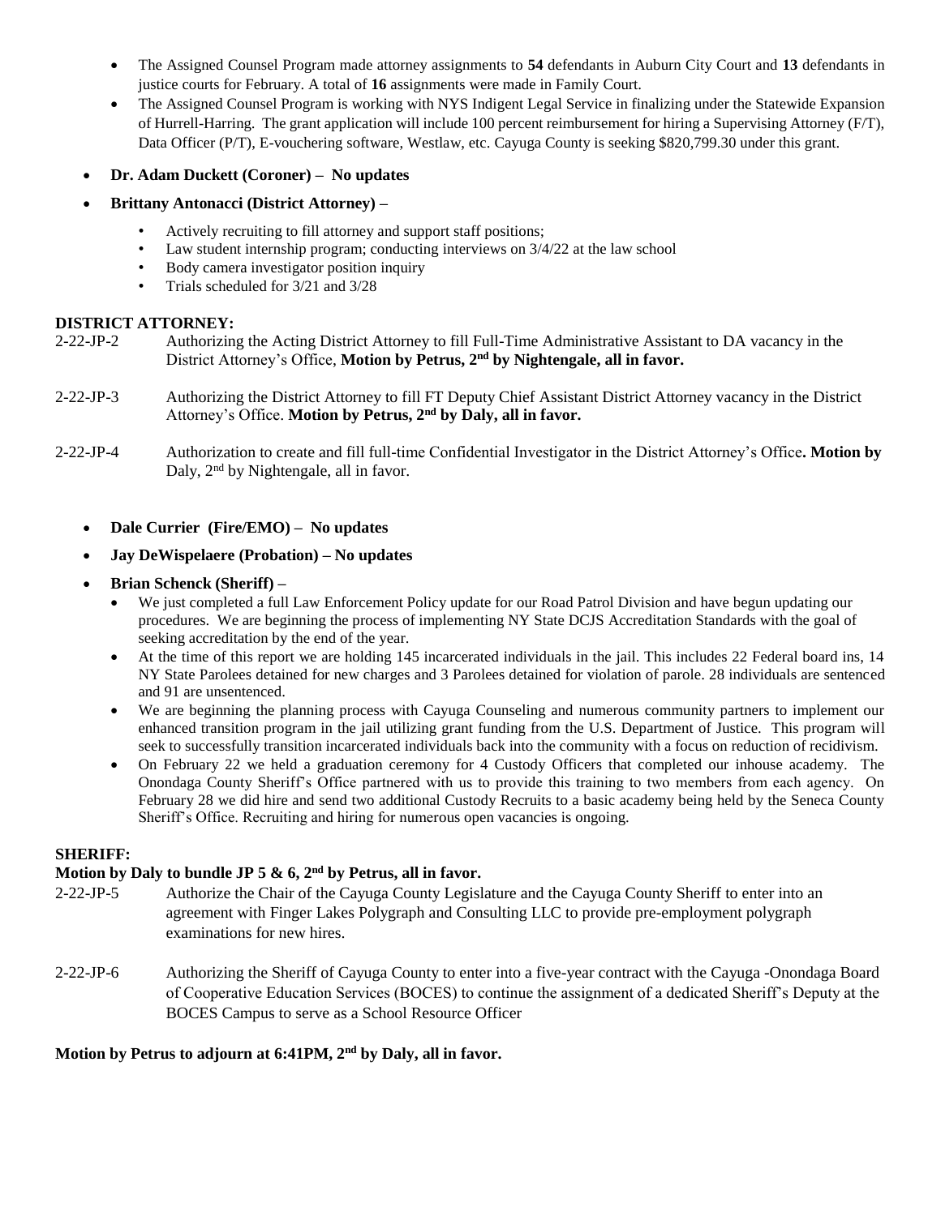- The Assigned Counsel Program made attorney assignments to **54** defendants in Auburn City Court and **13** defendants in justice courts for February. A total of **16** assignments were made in Family Court.
- The Assigned Counsel Program is working with NYS Indigent Legal Service in finalizing under the Statewide Expansion of Hurrell-Harring. The grant application will include 100 percent reimbursement for hiring a Supervising Attorney (F/T), Data Officer (P/T), E-vouchering software, Westlaw, etc. Cayuga County is seeking $820,799.30 under this grant.

- **Dr. Adam Duckett (Coroner) – No updates**
- **Brittany Antonacci (District Attorney) –**
  - Actively recruiting to fill attorney and support staff positions;
  - Law student internship program; conducting interviews on 3/4/22 at the law school
  - Body camera investigator position inquiry
  - Trials scheduled for 3/21 and 3/28

**DISTRICT ATTORNEY:**

2-22-JP-2 Authorizing the Acting District Attorney to fill Full-Time Administrative Assistant to DA vacancy in the District Attorney's Office, **Motion by Petrus, 2nd by Nightengale, all in favor.**

2-22-JP-3 Authorizing the District Attorney to fill FT Deputy Chief Assistant District Attorney vacancy in the District Attorney's Office. **Motion by Petrus, 2nd by Daly, all in favor.**

2-22-JP-4 Authorization to create and fill full-time Confidential Investigator in the District Attorney's Office**. Motion by** Daly, 2nd by Nightengale, all in favor.

- **Dale Currier (Fire/EMO) – No updates**
- **Jay DeWispelaere (Probation) – No updates**
- **Brian Schenck (Sheriff) –**
  - We just completed a full Law Enforcement Policy update for our Road Patrol Division and have begun updating our procedures. We are beginning the process of implementing NY State DCJS Accreditation Standards with the goal of seeking accreditation by the end of the year.
  - At the time of this report we are holding 145 incarcerated individuals in the jail. This includes 22 Federal board ins, 14 NY State Parolees detained for new charges and 3 Parolees detained for violation of parole. 28 individuals are sentenced and 91 are unsentenced.
  - We are beginning the planning process with Cayuga Counseling and numerous community partners to implement our enhanced transition program in the jail utilizing grant funding from the U.S. Department of Justice. This program will seek to successfully transition incarcerated individuals back into the community with a focus on reduction of recidivism.
  - On February 22 we held a graduation ceremony for 4 Custody Officers that completed our inhouse academy. The Onondaga County Sheriff's Office partnered with us to provide this training to two members from each agency. On February 28 we did hire and send two additional Custody Recruits to a basic academy being held by the Seneca County Sheriff's Office. Recruiting and hiring for numerous open vacancies is ongoing.

**SHERIFF:**

**Motion by Daly to bundle JP 5 & 6, 2nd by Petrus, all in favor.**

2-22-JP-5 Authorize the Chair of the Cayuga County Legislature and the Cayuga County Sheriff to enter into an agreement with Finger Lakes Polygraph and Consulting LLC to provide pre-employment polygraph examinations for new hires.

2-22-JP-6 Authorizing the Sheriff of Cayuga County to enter into a five-year contract with the Cayuga -Onondaga Board of Cooperative Education Services (BOCES) to continue the assignment of a dedicated Sheriff's Deputy at the BOCES Campus to serve as a School Resource Officer

**Motion by Petrus to adjourn at 6:41PM, 2nd by Daly, all in favor.**